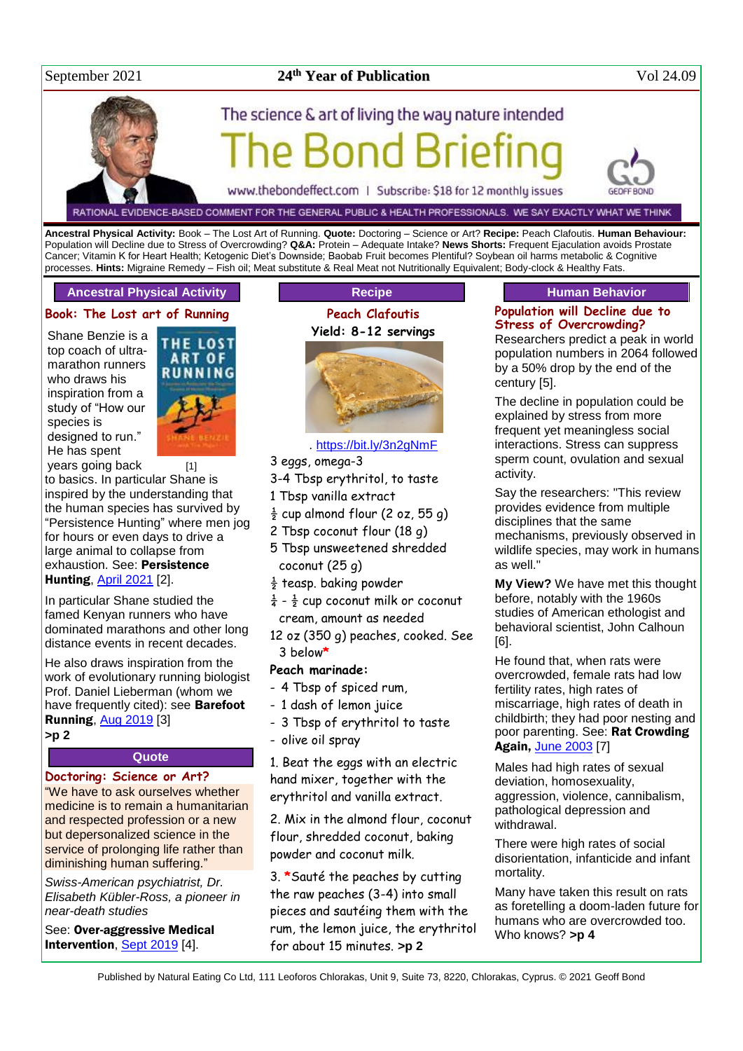September 2021 | 24th Year of Publication | Vol 24.09

# The Bond Briefing

The science & art of living the way nature intended

www.thebondeffect.com | Subscribe: $18 for 12 monthly issues

GEOFF BOND

RATIONAL EVIDENCE-BASED COMMENT FOR THE GENERAL PUBLIC & HEALTH PROFESSIONALS. WE SAY EXACTLY WHAT WE THINK

**Ancestral Physical Activity:** Book – The Lost Art of Running. **Quote:** Doctoring – Science or Art? **Recipe:** Peach Clafoutis. **Human Behaviour:** Population will Decline due to Stress of Overcrowding? **Q&A:** Protein – Adequate Intake? **News Shorts:** Frequent Ejaculation avoids Prostate Cancer; Vitamin K for Heart Health; Ketogenic Diet's Downside; Baobab Fruit becomes Plentiful? Soybean oil harms metabolic & Cognitive processes. **Hints:** Migraine Remedy – Fish oil; Meat substitute & Real Meat not Nutritionally Equivalent; Body-clock & Healthy Fats.

## Ancestral Physical Activity

### Book: The Lost art of Running

Shane Benzie is a top coach of ultra-marathon runners who draws his inspiration from a study of "How our species is designed to run." He has spent years going back to basics. In particular Shane is inspired by the understanding that the human species has survived by "Persistence Hunting" where men jog for hours or even days to drive a large animal to collapse from exhaustion. See: **Persistence Hunting**, April 2021 [2].

[1]

In particular Shane studied the famed Kenyan runners who have dominated marathons and other long distance events in recent decades.

He also draws inspiration from the work of evolutionary running biologist Prof. Daniel Lieberman (whom we have frequently cited): see **Barefoot Running**, Aug 2019 [3]

**>p 2**

## Quote

### Doctoring: Science or Art?

"We have to ask ourselves whether medicine is to remain a humanitarian and respected profession or a new but depersonalized science in the service of prolonging life rather than diminishing human suffering."

*Swiss-American psychiatrist, Dr. Elisabeth Kübler-Ross, a pioneer in near-death studies*

See: **Over-aggressive Medical Intervention**, Sept 2019 [4].

## Recipe

### Peach Clafoutis

**Yield: 8-12 servings**

. https://bit.ly/3n2gNmF

- 3 eggs, omega-3
- 3-4 Tbsp erythritol, to taste
- 1 Tbsp vanilla extract
- ½ cup almond flour (2 oz, 55 g)
- 2 Tbsp coconut flour (18 g)
- 5 Tbsp unsweetened shredded coconut (25 g)
- ½ teasp. baking powder
- ¼ - ½ cup coconut milk or coconut cream, amount as needed
- 12 oz (350 g) peaches, cooked. See 3 below*

**Peach marinade:**

- 4 Tbsp of spiced rum,
- 1 dash of lemon juice
- 3 Tbsp of erythritol to taste
- olive oil spray

1. Beat the eggs with an electric hand mixer, together with the erythritol and vanilla extract.

2. Mix in the almond flour, coconut flour, shredded coconut, baking powder and coconut milk.

3. *Sauté the peaches by cutting the raw peaches (3-4) into small pieces and sautéing them with the rum, the lemon juice, the erythritol for about 15 minutes. **>p 2**

## Human Behavior

### Population will Decline due to Stress of Overcrowding?

Researchers predict a peak in world population numbers in 2064 followed by a 50% drop by the end of the century [5].

The decline in population could be explained by stress from more frequent yet meaningless social interactions. Stress can suppress sperm count, ovulation and sexual activity.

Say the researchers: "This review provides evidence from multiple disciplines that the same mechanisms, previously observed in wildlife species, may work in humans as well."

**My View?** We have met this thought before, notably with the 1960s studies of American ethologist and behavioral scientist, John Calhoun [6].

He found that, when rats were overcrowded, female rats had low fertility rates, high rates of miscarriage, high rates of death in childbirth; they had poor nesting and poor parenting. See: **Rat Crowding Again,** June 2003 [7]

Males had high rates of sexual deviation, homosexuality, aggression, violence, cannibalism, pathological depression and withdrawal.

There were high rates of social disorientation, infanticide and infant mortality.

Many have taken this result on rats as foretelling a doom-laden future for humans who are overcrowded too. Who knows? **>p 4**

Published by Natural Eating Co Ltd, 111 Leoforos Chlorakas, Unit 9, Suite 73, 8220, Chlorakas, Cyprus. © 2021 Geoff Bond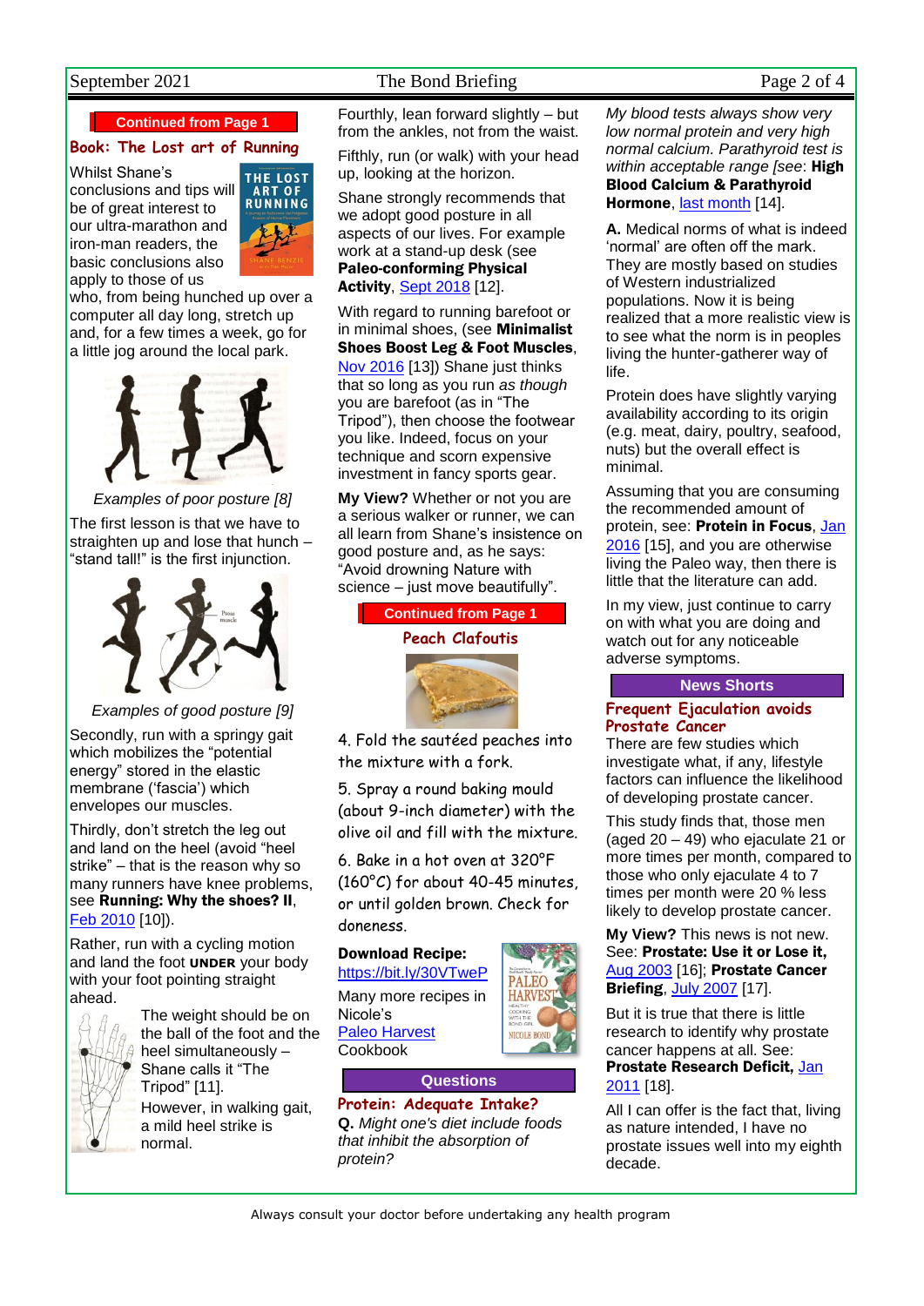**Continued from Page 1**

## Book: The Lost art of Running

Whilst Shane's conclusions and tips will be of great interest to our ultra-marathon and iron-man readers, the basic conclusions also apply to those of us who, from being hunched up over a computer all day long, stretch up and, for a few times a week, go for a little jog around the local park.

*Examples of poor posture [8]*

The first lesson is that we have to straighten up and lose that hunch – "stand tall!" is the first injunction.

*Examples of good posture [9]*

Secondly, run with a springy gait which mobilizes the "potential energy" stored in the elastic membrane ('fascia') which envelopes our muscles.

Thirdly, don't stretch the leg out and land on the heel (avoid "heel strike" – that is the reason why so many runners have knee problems, see **Running: Why the shoes? II**, Feb 2010 [10]).

Rather, run with a cycling motion and land the foot **UNDER** your body with your foot pointing straight ahead.

The weight should be on the ball of the foot and the heel simultaneously – Shane calls it "The Tripod" [11].

However, in walking gait, a mild heel strike is normal.

Fourthly, lean forward slightly – but from the ankles, not from the waist.

Fifthly, run (or walk) with your head up, looking at the horizon.

Shane strongly recommends that we adopt good posture in all aspects of our lives. For example work at a stand-up desk (see **Paleo-conforming Physical Activity**, Sept 2018 [12].

With regard to running barefoot or in minimal shoes, (see **Minimalist Shoes Boost Leg & Foot Muscles**, Nov 2016 [13]) Shane just thinks that so long as you run *as though* you are barefoot (as in "The Tripod"), then choose the footwear you like. Indeed, focus on your technique and scorn expensive investment in fancy sports gear.

**My View?** Whether or not you are a serious walker or runner, we can all learn from Shane's insistence on good posture and, as he says: "Avoid drowning Nature with science – just move beautifully".

**Continued from Page 1**

## Peach Clafoutis

4. Fold the sautéed peaches into the mixture with a fork.
5. Spray a round baking mould (about 9-inch diameter) with the olive oil and fill with the mixture.
6. Bake in a hot oven at 320°F (160°C) for about 40-45 minutes, or until golden brown. Check for doneness.

**Download Recipe:** https://bit.ly/30VTweP

Many more recipes in Nicole's Paleo Harvest Cookbook

**Questions**

## Protein: Adequate Intake?

**Q.** *Might one's diet include foods that inhibit the absorption of protein? My blood tests always show very low normal protein and very high normal calcium. Parathyroid test is within acceptable range [see*: **High Blood Calcium & Parathyroid Hormone**, last month [14].

**A.** Medical norms of what is indeed 'normal' are often off the mark. They are mostly based on studies of Western industrialized populations. Now it is being realized that a more realistic view is to see what the norm is in peoples living the hunter-gatherer way of life.

Protein does have slightly varying availability according to its origin (e.g. meat, dairy, poultry, seafood, nuts) but the overall effect is minimal.

Assuming that you are consuming the recommended amount of protein, see: **Protein in Focus**, Jan 2016 [15], and you are otherwise living the Paleo way, then there is little that the literature can add.

In my view, just continue to carry on with what you are doing and watch out for any noticeable adverse symptoms.

**News Shorts**

## Frequent Ejaculation avoids Prostate Cancer

There are few studies which investigate what, if any, lifestyle factors can influence the likelihood of developing prostate cancer.

This study finds that, those men (aged 20 – 49) who ejaculate 21 or more times per month, compared to those who only ejaculate 4 to 7 times per month were 20 % less likely to develop prostate cancer.

**My View?** This news is not new. See: **Prostate: Use it or Lose it,** Aug 2003 [16]; **Prostate Cancer Briefing**, July 2007 [17].

But it is true that there is little research to identify why prostate cancer happens at all. See: **Prostate Research Deficit,** Jan 2011 [18].

All I can offer is the fact that, living as nature intended, I have no prostate issues well into my eighth decade.

Always consult your doctor before undertaking any health program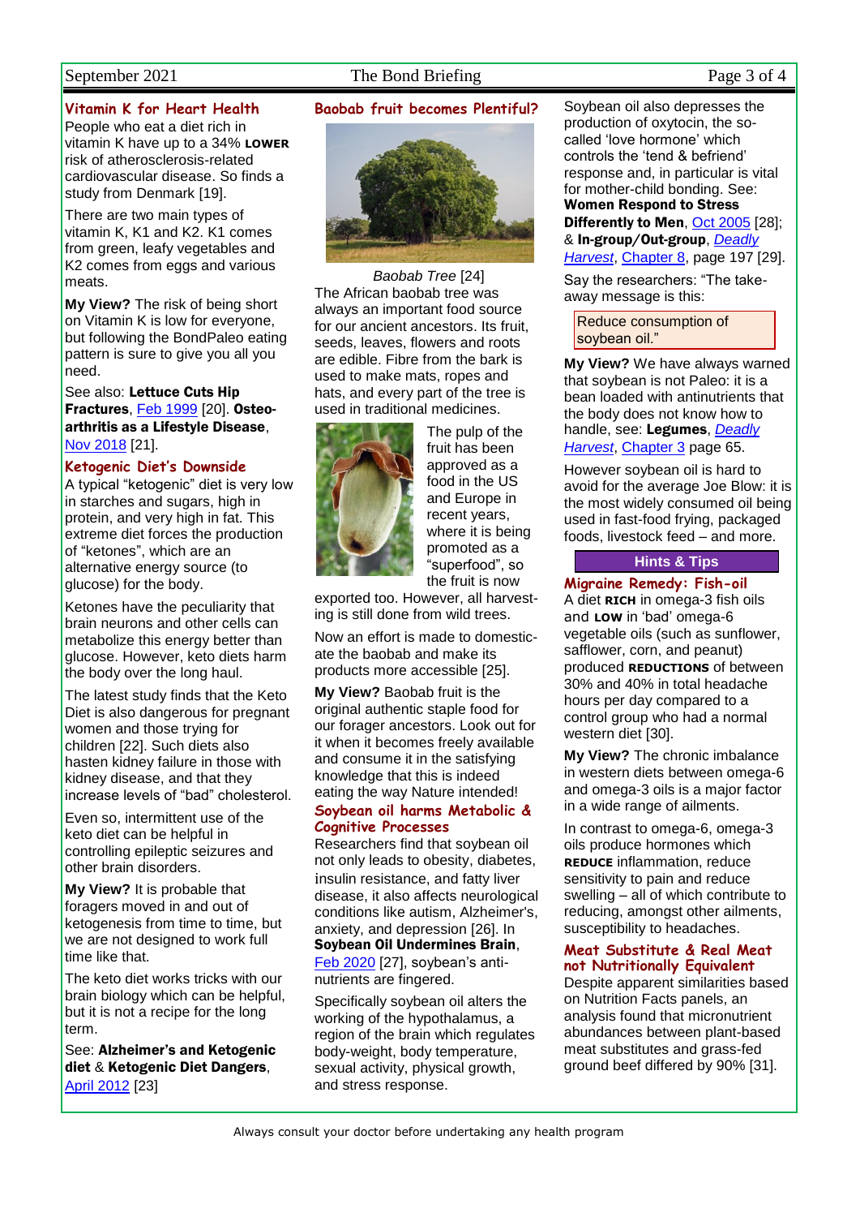## Vitamin K for Heart Health

People who eat a diet rich in vitamin K have up to a 34% **LOWER** risk of atherosclerosis-related cardiovascular disease. So finds a study from Denmark [19].

There are two main types of vitamin K, K1 and K2. K1 comes from green, leafy vegetables and K2 comes from eggs and various meats.

**My View?** The risk of being short on Vitamin K is low for everyone, but following the BondPaleo eating pattern is sure to give you all you need.

See also: **Lettuce Cuts Hip Fractures**, Feb 1999 [20]. **Osteo-arthritis as a Lifestyle Disease**, Nov 2018 [21].

## Ketogenic Diet's Downside

A typical "ketogenic" diet is very low in starches and sugars, high in protein, and very high in fat. This extreme diet forces the production of "ketones", which are an alternative energy source (to glucose) for the body.

Ketones have the peculiarity that brain neurons and other cells can metabolize this energy better than glucose. However, keto diets harm the body over the long haul.

The latest study finds that the Keto Diet is also dangerous for pregnant women and those trying for children [22]. Such diets also hasten kidney failure in those with kidney disease, and that they increase levels of "bad" cholesterol.

Even so, intermittent use of the keto diet can be helpful in controlling epileptic seizures and other brain disorders.

**My View?** It is probable that foragers moved in and out of ketogenesis from time to time, but we are not designed to work full time like that.

The keto diet works tricks with our brain biology which can be helpful, but it is not a recipe for the long term.

See: **Alzheimer's and Ketogenic diet** & **Ketogenic Diet Dangers**, April 2012 [23]

## Baobab fruit becomes Plentiful?

*Baobab Tree* [24]

The African baobab tree was always an important food source for our ancient ancestors. Its fruit, seeds, leaves, flowers and roots are edible. Fibre from the bark is used to make mats, ropes and hats, and every part of the tree is used in traditional medicines.

The pulp of the fruit has been approved as a food in the US and Europe in recent years, where it is being promoted as a "superfood", so the fruit is now exported too. However, all harvesting is still done from wild trees.

Now an effort is made to domesticate the baobab and make its products more accessible [25].

**My View?** Baobab fruit is the original authentic staple food for our forager ancestors. Look out for it when it becomes freely available and consume it in the satisfying knowledge that this is indeed eating the way Nature intended!

## Soybean oil harms Metabolic & Cognitive Processes

Researchers find that soybean oil not only leads to obesity, diabetes, insulin resistance, and fatty liver disease, it also affects neurological conditions like autism, Alzheimer's, anxiety, and depression [26]. In **Soybean Oil Undermines Brain**, Feb 2020 [27], soybean's anti-nutrients are fingered.

Specifically soybean oil alters the working of the hypothalamus, a region of the brain which regulates body-weight, body temperature, sexual activity, physical growth, and stress response.

Soybean oil also depresses the production of oxytocin, the so-called 'love hormone' which controls the 'tend & befriend' response and, in particular is vital for mother-child bonding. See: **Women Respond to Stress Differently to Men**, Oct 2005 [28]; & **In-group/Out-group**, *Deadly Harvest*, Chapter 8, page 197 [29].

Say the researchers: "The take-away message is this:

> Reduce consumption of soybean oil."

**My View?** We have always warned that soybean is not Paleo: it is a bean loaded with antinutrients that the body does not know how to handle, see: **Legumes**, *Deadly Harvest*, Chapter 3 page 65.

However soybean oil is hard to avoid for the average Joe Blow: it is the most widely consumed oil being used in fast-food frying, packaged foods, livestock feed – and more.

## Hints & Tips

### Migraine Remedy: Fish-oil

A diet **RICH** in omega-3 fish oils and **LOW** in 'bad' omega-6 vegetable oils (such as sunflower, safflower, corn, and peanut) produced **REDUCTIONS** of between 30% and 40% in total headache hours per day compared to a control group who had a normal western diet [30].

**My View?** The chronic imbalance in western diets between omega-6 and omega-3 oils is a major factor in a wide range of ailments.

In contrast to omega-6, omega-3 oils produce hormones which **REDUCE** inflammation, reduce sensitivity to pain and reduce swelling – all of which contribute to reducing, amongst other ailments, susceptibility to headaches.

### Meat Substitute & Real Meat not Nutritionally Equivalent

Despite apparent similarities based on Nutrition Facts panels, an analysis found that micronutrient abundances between plant-based meat substitutes and grass-fed ground beef differed by 90% [31].

Always consult your doctor before undertaking any health program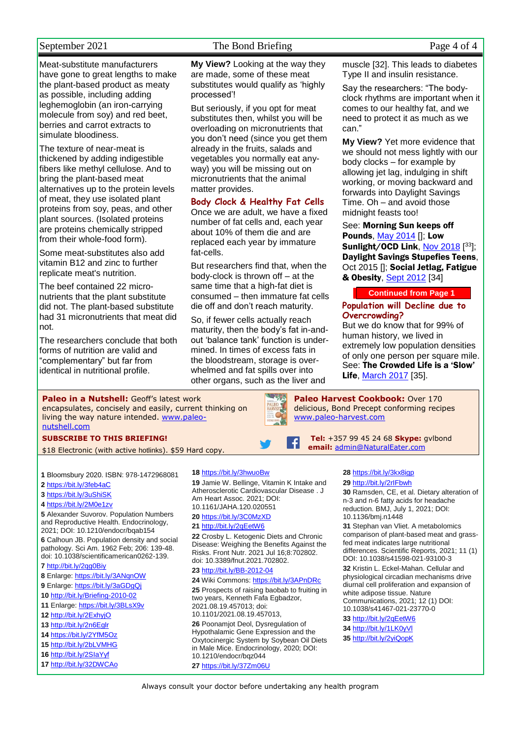Meat-substitute manufacturers have gone to great lengths to make the plant-based product as meaty as possible, including adding leghemoglobin (an iron-carrying molecule from soy) and red beet, berries and carrot extracts to simulate bloodiness.

The texture of near-meat is thickened by adding indigestible fibers like methyl cellulose. And to bring the plant-based meat alternatives up to the protein levels of meat, they use isolated plant proteins from soy, peas, and other plant sources. (Isolated proteins are proteins chemically stripped from their whole-food form).

Some meat-substitutes also add vitamin B12 and zinc to further replicate meat's nutrition.

The beef contained 22 micro-nutrients that the plant substitute did not. The plant-based substitute had 31 micronutrients that meat did not.

The researchers conclude that both forms of nutrition are valid and "complementary" but far from identical in nutritional profile.

**My View?** Looking at the way they are made, some of these meat substitutes would qualify as 'highly processed'!

But seriously, if you opt for meat substitutes then, whilst you will be overloading on micronutrients that you don't need (since you get them already in the fruits, salads and vegetables you normally eat any-way) you will be missing out on micronutrients that the animal matter provides.

## Body Clock & Healthy Fat Cells

Once we are adult, we have a fixed number of fat cells and, each year about 10% of them die and are replaced each year by immature fat-cells.

But researchers find that, when the body-clock is thrown off – at the same time that a high-fat diet is consumed – then immature fat cells die off and don't reach maturity.

So, if fewer cells actually reach maturity, then the body's fat in-and-out 'balance tank' function is under-mined. In times of excess fats in the bloodstream, storage is over-whelmed and fat spills over into other organs, such as the liver and muscle [32]. This leads to diabetes Type II and insulin resistance.

Say the researchers: "The body-clock rhythms are important when it comes to our healthy fat, and we need to protect it as much as we can."

**My View?** Yet more evidence that we should not mess lightly with our body clocks – for example by allowing jet lag, indulging in shift working, or moving backward and forwards into Daylight Savings Time. Oh – and avoid those midnight feasts too!

See: **Morning Sun keeps off Pounds**, May 2014 []; **Low Sunlight/OCD Link**, Nov 2018 [33]; **Daylight Savings Stupefies Teens**, Oct 2015 []; **Social Jetlag, Fatigue & Obesity**, Sept 2012 [34]

**Continued from Page 1**

## Population will Decline due to Overcrowding?

But we do know that for 99% of human history, we lived in extremely low population densities of only one person per square mile. See: **The Crowded Life is a 'Slow' Life**, March 2017 [35].

**Paleo in a Nutshell:** Geoff's latest work encapsulates, concisely and easily, current thinking on living the way nature intended. www.paleo-nutshell.com

**Paleo Harvest Cookbook:** Over 170 delicious, Bond Precept conforming recipes www.paleo-harvest.com

**SUBSCRIBE TO THIS BRIEFING!**

$18 Electronic (with active hotlinks). $59 Hard copy.

**Tel:** +357 99 45 24 68 **Skype:** gvlbond
**email:** admin@NaturalEater.com

**1** Bloomsbury 2020. ISBN: 978-1472968081
**2** https://bit.ly/3feb4aC
**3** https://bit.ly/3uShiSK
**4** https://bit.ly/2M0e1zv
**5** Alexander Suvorov. Population Numbers and Reproductive Health. Endocrinology, 2021; DOI: 10.1210/endocr/bqab154
**6** Calhoun JB. Population density and social pathology. Sci Am. 1962 Feb; 206: 139-48. doi: 10.1038/scientificamerican0262-139.
**7** http://bit.ly/2qg0Biy
**8** Enlarge: https://bit.ly/3ANqnOW
**9** Enlarge: https://bit.ly/3aGDgQj
**10** http://bit.ly/Briefing-2010-02
**11** Enlarge: https://bit.ly/3BLsX9v
**12** http://bit.ly/2ExhyjO
**13** http://bit.ly/2n6Eglr
**14** https://bit.ly/2YfM5Oz
**15** http://bit.ly/2bLVMHG
**16** http://bit.ly/2SlaYyf
**17** http://bit.ly/32DWCAo
**18** https://bit.ly/3hwuoBw
**19** Jamie W. Bellinge, Vitamin K Intake and Atherosclerotic Cardiovascular Disease . J Am Heart Assoc. 2021; DOI: 10.1161/JAHA.120.020551
**20** https://bit.ly/3C0MzXD
**21** http://bit.ly/2qEetW6
**22** Crosby L. Ketogenic Diets and Chronic Disease: Weighing the Benefits Against the Risks. Front Nutr. 2021 Jul 16;8:702802. doi: 10.3389/fnut.2021.702802.
**23** http://bit.ly/BB-2012-04
**24** Wiki Commons: https://bit.ly/3APnDRc
**25** Prospects of raising baobab to fruiting in two years, Kenneth Fafa Egbadzor, 2021.08.19.457013; doi: 10.1101/2021.08.19.457013,
**26** Poonamjot Deol, Dysregulation of Hypothalamic Gene Expression and the Oxytocinergic System by Soybean Oil Diets in Male Mice. Endocrinology, 2020; DOI: 10.1210/endocr/bqz044
**27** https://bit.ly/37Zm06U
**28** https://bit.ly/3kx8igp
**29** http://bit.ly/2rIFbwh
**30** Ramsden, CE, et al. Dietary alteration of n-3 and n-6 fatty acids for headache reduction. BMJ, July 1, 2021; DOI: 10.1136/bmj.n1448
**31** Stephan van Vliet. A metabolomics comparison of plant-based meat and grass-fed meat indicates large nutritional differences. Scientific Reports, 2021; 11 (1) DOI: 10.1038/s41598-021-93100-3
**32** Kristin L. Eckel-Mahan. Cellular and physiological circadian mechanisms drive diurnal cell proliferation and expansion of white adipose tissue. Nature Communications, 2021; 12 (1) DOI: 10.1038/s41467-021-23770-0
**33** http://bit.ly/2qEetW6
**34** http://bit.ly/1LK0yVl
**35** http://bit.ly/2yiQopK

Always consult your doctor before undertaking any health program